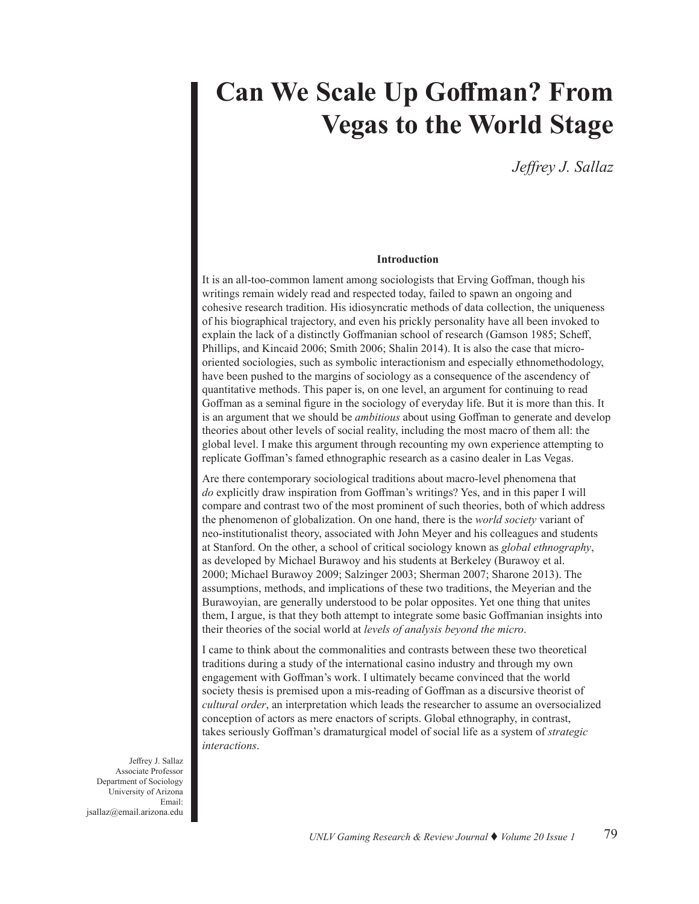# Can We Scale Up Goffman? From Vegas to the World Stage

*Jeffrey J. Sallaz*

Jeffrey J. Sallaz
Associate Professor
Department of Sociology
University of Arizona
Email:
jsallaz@email.arizona.edu

### Introduction

It is an all-too-common lament among sociologists that Erving Goffman, though his writings remain widely read and respected today, failed to spawn an ongoing and cohesive research tradition. His idiosyncratic methods of data collection, the uniqueness of his biographical trajectory, and even his prickly personality have all been invoked to explain the lack of a distinctly Goffmanian school of research (Gamson 1985; Scheff, Phillips, and Kincaid 2006; Smith 2006; Shalin 2014). It is also the case that micro-oriented sociologies, such as symbolic interactionism and especially ethnomethodology, have been pushed to the margins of sociology as a consequence of the ascendency of quantitative methods. This paper is, on one level, an argument for continuing to read Goffman as a seminal figure in the sociology of everyday life. But it is more than this. It is an argument that we should be *ambitious* about using Goffman to generate and develop theories about other levels of social reality, including the most macro of them all: the global level. I make this argument through recounting my own experience attempting to replicate Goffman's famed ethnographic research as a casino dealer in Las Vegas.

Are there contemporary sociological traditions about macro-level phenomena that *do* explicitly draw inspiration from Goffman's writings? Yes, and in this paper I will compare and contrast two of the most prominent of such theories, both of which address the phenomenon of globalization. On one hand, there is the *world society* variant of neo-institutionalist theory, associated with John Meyer and his colleagues and students at Stanford. On the other, a school of critical sociology known as *global ethnography*, as developed by Michael Burawoy and his students at Berkeley (Burawoy et al. 2000; Michael Burawoy 2009; Salzinger 2003; Sherman 2007; Sharone 2013). The assumptions, methods, and implications of these two traditions, the Meyerian and the Burawoyian, are generally understood to be polar opposites. Yet one thing that unites them, I argue, is that they both attempt to integrate some basic Goffmanian insights into their theories of the social world at *levels of analysis beyond the micro*.

I came to think about the commonalities and contrasts between these two theoretical traditions during a study of the international casino industry and through my own engagement with Goffman's work. I ultimately became convinced that the world society thesis is premised upon a mis-reading of Goffman as a discursive theorist of *cultural order*, an interpretation which leads the researcher to assume an oversocialized conception of actors as mere enactors of scripts. Global ethnography, in contrast, takes seriously Goffman's dramaturgical model of social life as a system of *strategic interactions*.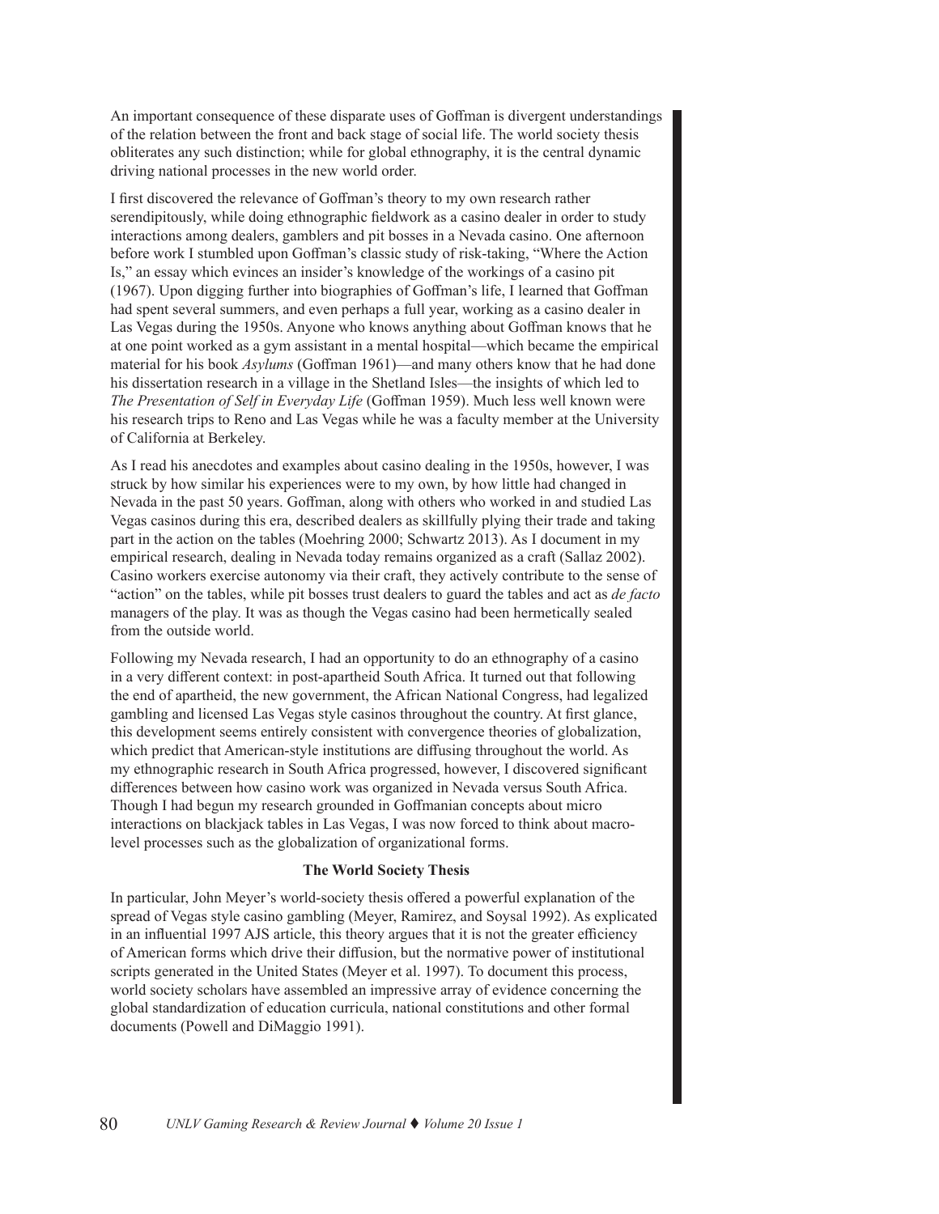An important consequence of these disparate uses of Goffman is divergent understandings of the relation between the front and back stage of social life. The world society thesis obliterates any such distinction; while for global ethnography, it is the central dynamic driving national processes in the new world order.

I first discovered the relevance of Goffman's theory to my own research rather serendipitously, while doing ethnographic fieldwork as a casino dealer in order to study interactions among dealers, gamblers and pit bosses in a Nevada casino. One afternoon before work I stumbled upon Goffman's classic study of risk-taking, "Where the Action Is," an essay which evinces an insider's knowledge of the workings of a casino pit (1967). Upon digging further into biographies of Goffman's life, I learned that Goffman had spent several summers, and even perhaps a full year, working as a casino dealer in Las Vegas during the 1950s. Anyone who knows anything about Goffman knows that he at one point worked as a gym assistant in a mental hospital—which became the empirical material for his book *Asylums* (Goffman 1961)—and many others know that he had done his dissertation research in a village in the Shetland Isles—the insights of which led to *The Presentation of Self in Everyday Life* (Goffman 1959). Much less well known were his research trips to Reno and Las Vegas while he was a faculty member at the University of California at Berkeley.

As I read his anecdotes and examples about casino dealing in the 1950s, however, I was struck by how similar his experiences were to my own, by how little had changed in Nevada in the past 50 years. Goffman, along with others who worked in and studied Las Vegas casinos during this era, described dealers as skillfully plying their trade and taking part in the action on the tables (Moehring 2000; Schwartz 2013). As I document in my empirical research, dealing in Nevada today remains organized as a craft (Sallaz 2002). Casino workers exercise autonomy via their craft, they actively contribute to the sense of "action" on the tables, while pit bosses trust dealers to guard the tables and act as *de facto* managers of the play. It was as though the Vegas casino had been hermetically sealed from the outside world.

Following my Nevada research, I had an opportunity to do an ethnography of a casino in a very different context: in post-apartheid South Africa. It turned out that following the end of apartheid, the new government, the African National Congress, had legalized gambling and licensed Las Vegas style casinos throughout the country. At first glance, this development seems entirely consistent with convergence theories of globalization, which predict that American-style institutions are diffusing throughout the world. As my ethnographic research in South Africa progressed, however, I discovered significant differences between how casino work was organized in Nevada versus South Africa. Though I had begun my research grounded in Goffmanian concepts about micro interactions on blackjack tables in Las Vegas, I was now forced to think about macro-level processes such as the globalization of organizational forms.

## The World Society Thesis

In particular, John Meyer's world-society thesis offered a powerful explanation of the spread of Vegas style casino gambling (Meyer, Ramirez, and Soysal 1992). As explicated in an influential 1997 AJS article, this theory argues that it is not the greater efficiency of American forms which drive their diffusion, but the normative power of institutional scripts generated in the United States (Meyer et al. 1997). To document this process, world society scholars have assembled an impressive array of evidence concerning the global standardization of education curricula, national constitutions and other formal documents (Powell and DiMaggio 1991).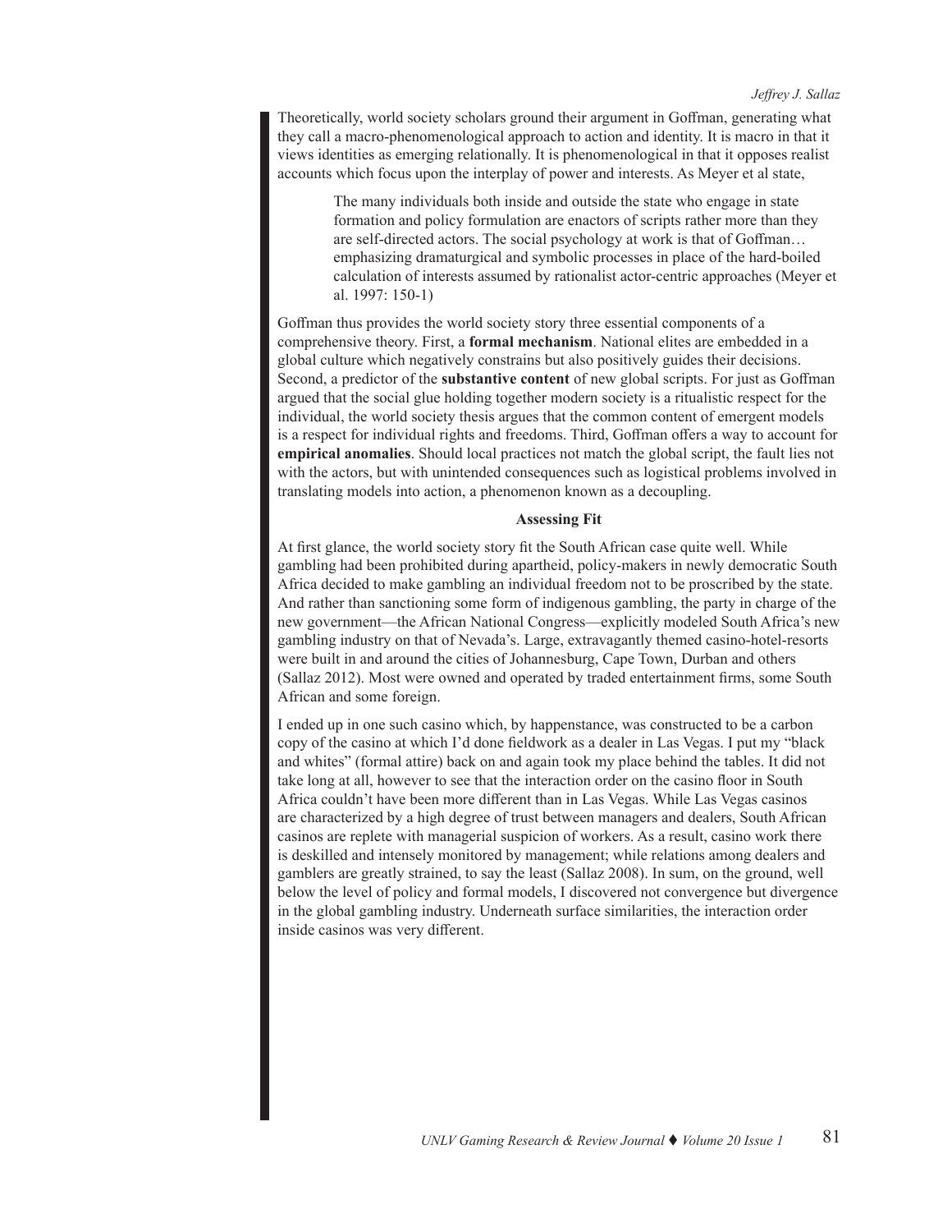Theoretically, world society scholars ground their argument in Goffman, generating what they call a macro-phenomenological approach to action and identity. It is macro in that it views identities as emerging relationally. It is phenomenological in that it opposes realist accounts which focus upon the interplay of power and interests. As Meyer et al state,

> The many individuals both inside and outside the state who engage in state formation and policy formulation are enactors of scripts rather more than they are self-directed actors. The social psychology at work is that of Goffman… emphasizing dramaturgical and symbolic processes in place of the hard-boiled calculation of interests assumed by rationalist actor-centric approaches (Meyer et al. 1997: 150-1)

Goffman thus provides the world society story three essential components of a comprehensive theory. First, a **formal mechanism**. National elites are embedded in a global culture which negatively constrains but also positively guides their decisions. Second, a predictor of the **substantive content** of new global scripts. For just as Goffman argued that the social glue holding together modern society is a ritualistic respect for the individual, the world society thesis argues that the common content of emergent models is a respect for individual rights and freedoms. Third, Goffman offers a way to account for **empirical anomalies**. Should local practices not match the global script, the fault lies not with the actors, but with unintended consequences such as logistical problems involved in translating models into action, a phenomenon known as a decoupling.

### Assessing Fit

At first glance, the world society story fit the South African case quite well. While gambling had been prohibited during apartheid, policy-makers in newly democratic South Africa decided to make gambling an individual freedom not to be proscribed by the state. And rather than sanctioning some form of indigenous gambling, the party in charge of the new government—the African National Congress—explicitly modeled South Africa's new gambling industry on that of Nevada's. Large, extravagantly themed casino-hotel-resorts were built in and around the cities of Johannesburg, Cape Town, Durban and others (Sallaz 2012). Most were owned and operated by traded entertainment firms, some South African and some foreign.

I ended up in one such casino which, by happenstance, was constructed to be a carbon copy of the casino at which I'd done fieldwork as a dealer in Las Vegas. I put my "black and whites" (formal attire) back on and again took my place behind the tables. It did not take long at all, however to see that the interaction order on the casino floor in South Africa couldn't have been more different than in Las Vegas. While Las Vegas casinos are characterized by a high degree of trust between managers and dealers, South African casinos are replete with managerial suspicion of workers. As a result, casino work there is deskilled and intensely monitored by management; while relations among dealers and gamblers are greatly strained, to say the least (Sallaz 2008). In sum, on the ground, well below the level of policy and formal models, I discovered not convergence but divergence in the global gambling industry. Underneath surface similarities, the interaction order inside casinos was very different.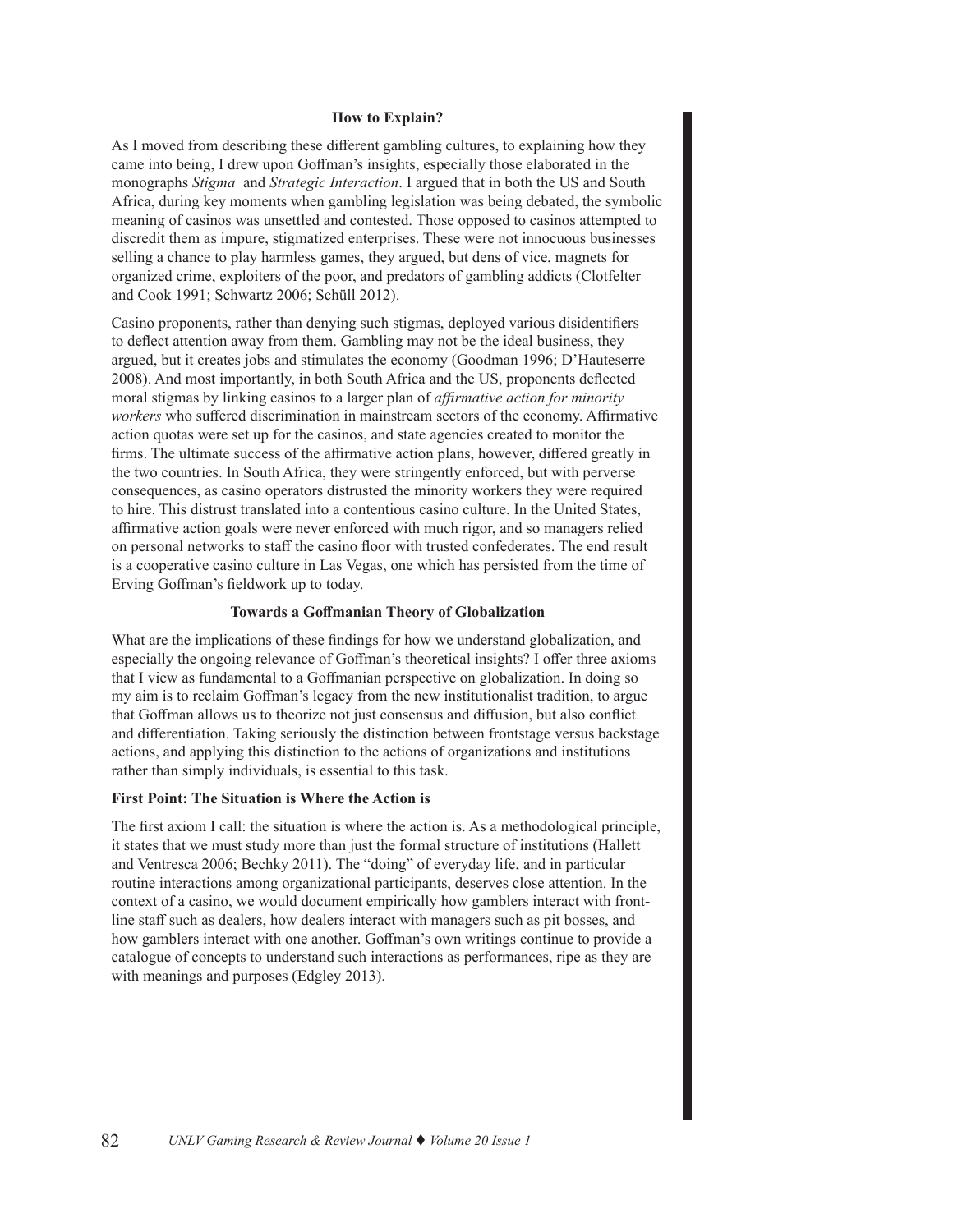## How to Explain?

As I moved from describing these different gambling cultures, to explaining how they came into being, I drew upon Goffman's insights, especially those elaborated in the monographs *Stigma* and *Strategic Interaction*. I argued that in both the US and South Africa, during key moments when gambling legislation was being debated, the symbolic meaning of casinos was unsettled and contested. Those opposed to casinos attempted to discredit them as impure, stigmatized enterprises. These were not innocuous businesses selling a chance to play harmless games, they argued, but dens of vice, magnets for organized crime, exploiters of the poor, and predators of gambling addicts (Clotfelter and Cook 1991; Schwartz 2006; Schüll 2012).

Casino proponents, rather than denying such stigmas, deployed various disidentifiers to deflect attention away from them. Gambling may not be the ideal business, they argued, but it creates jobs and stimulates the economy (Goodman 1996; D'Hauteserre 2008). And most importantly, in both South Africa and the US, proponents deflected moral stigmas by linking casinos to a larger plan of *affirmative action for minority workers* who suffered discrimination in mainstream sectors of the economy. Affirmative action quotas were set up for the casinos, and state agencies created to monitor the firms. The ultimate success of the affirmative action plans, however, differed greatly in the two countries. In South Africa, they were stringently enforced, but with perverse consequences, as casino operators distrusted the minority workers they were required to hire. This distrust translated into a contentious casino culture. In the United States, affirmative action goals were never enforced with much rigor, and so managers relied on personal networks to staff the casino floor with trusted confederates. The end result is a cooperative casino culture in Las Vegas, one which has persisted from the time of Erving Goffman's fieldwork up to today.

## Towards a Goffmanian Theory of Globalization

What are the implications of these findings for how we understand globalization, and especially the ongoing relevance of Goffman's theoretical insights? I offer three axioms that I view as fundamental to a Goffmanian perspective on globalization. In doing so my aim is to reclaim Goffman's legacy from the new institutionalist tradition, to argue that Goffman allows us to theorize not just consensus and diffusion, but also conflict and differentiation. Taking seriously the distinction between frontstage versus backstage actions, and applying this distinction to the actions of organizations and institutions rather than simply individuals, is essential to this task.

### First Point: The Situation is Where the Action is

The first axiom I call: the situation is where the action is. As a methodological principle, it states that we must study more than just the formal structure of institutions (Hallett and Ventresca 2006; Bechky 2011). The "doing" of everyday life, and in particular routine interactions among organizational participants, deserves close attention. In the context of a casino, we would document empirically how gamblers interact with front-line staff such as dealers, how dealers interact with managers such as pit bosses, and how gamblers interact with one another. Goffman's own writings continue to provide a catalogue of concepts to understand such interactions as performances, ripe as they are with meanings and purposes (Edgley 2013).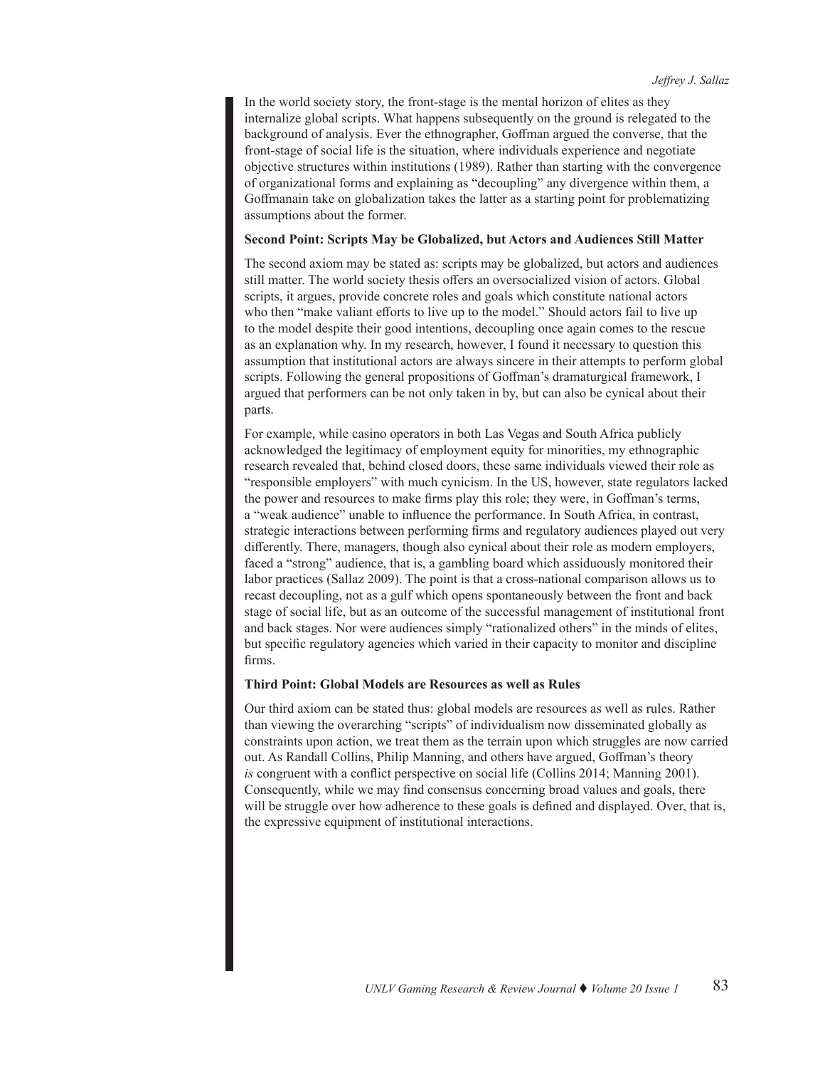In the world society story, the front-stage is the mental horizon of elites as they internalize global scripts. What happens subsequently on the ground is relegated to the background of analysis. Ever the ethnographer, Goffman argued the converse, that the front-stage of social life is the situation, where individuals experience and negotiate objective structures within institutions (1989). Rather than starting with the convergence of organizational forms and explaining as "decoupling" any divergence within them, a Goffmanain take on globalization takes the latter as a starting point for problematizing assumptions about the former.

### Second Point: Scripts May be Globalized, but Actors and Audiences Still Matter

The second axiom may be stated as: scripts may be globalized, but actors and audiences still matter. The world society thesis offers an oversocialized vision of actors. Global scripts, it argues, provide concrete roles and goals which constitute national actors who then "make valiant efforts to live up to the model." Should actors fail to live up to the model despite their good intentions, decoupling once again comes to the rescue as an explanation why. In my research, however, I found it necessary to question this assumption that institutional actors are always sincere in their attempts to perform global scripts. Following the general propositions of Goffman's dramaturgical framework, I argued that performers can be not only taken in by, but can also be cynical about their parts.

For example, while casino operators in both Las Vegas and South Africa publicly acknowledged the legitimacy of employment equity for minorities, my ethnographic research revealed that, behind closed doors, these same individuals viewed their role as "responsible employers" with much cynicism. In the US, however, state regulators lacked the power and resources to make firms play this role; they were, in Goffman's terms, a "weak audience" unable to influence the performance. In South Africa, in contrast, strategic interactions between performing firms and regulatory audiences played out very differently. There, managers, though also cynical about their role as modern employers, faced a "strong" audience, that is, a gambling board which assiduously monitored their labor practices (Sallaz 2009). The point is that a cross-national comparison allows us to recast decoupling, not as a gulf which opens spontaneously between the front and back stage of social life, but as an outcome of the successful management of institutional front and back stages. Nor were audiences simply "rationalized others" in the minds of elites, but specific regulatory agencies which varied in their capacity to monitor and discipline firms.

### Third Point: Global Models are Resources as well as Rules

Our third axiom can be stated thus: global models are resources as well as rules. Rather than viewing the overarching "scripts" of individualism now disseminated globally as constraints upon action, we treat them as the terrain upon which struggles are now carried out. As Randall Collins, Philip Manning, and others have argued, Goffman's theory *is* congruent with a conflict perspective on social life (Collins 2014; Manning 2001). Consequently, while we may find consensus concerning broad values and goals, there will be struggle over how adherence to these goals is defined and displayed. Over, that is, the expressive equipment of institutional interactions.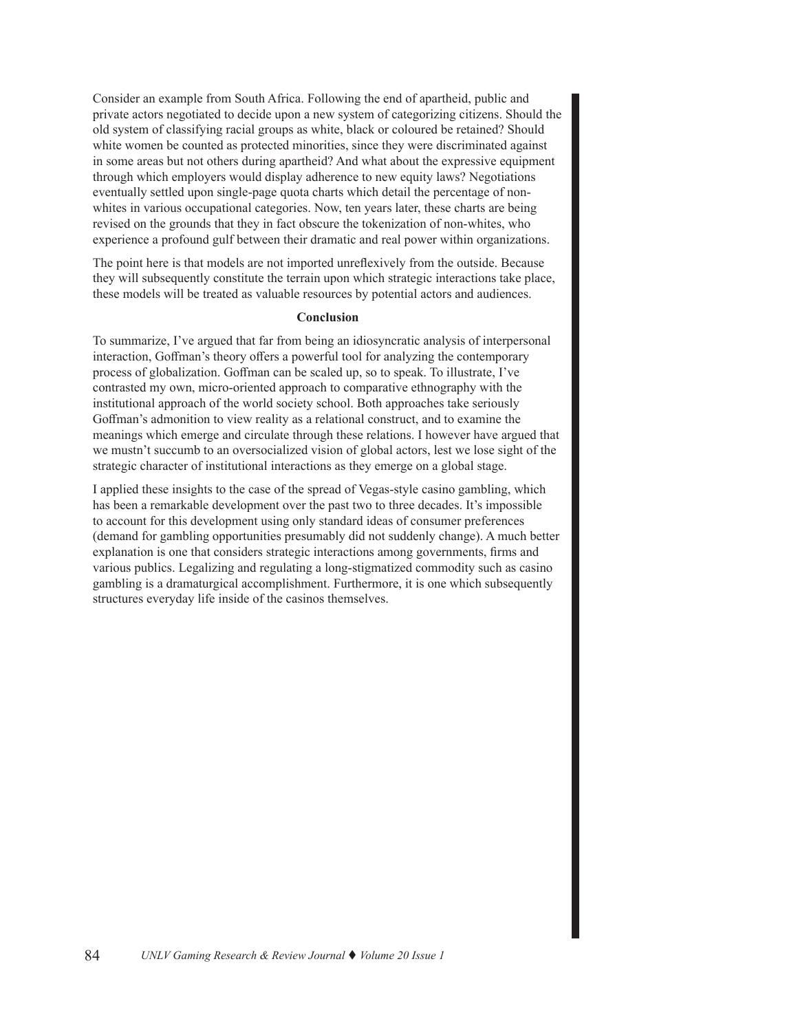Consider an example from South Africa. Following the end of apartheid, public and private actors negotiated to decide upon a new system of categorizing citizens. Should the old system of classifying racial groups as white, black or coloured be retained? Should white women be counted as protected minorities, since they were discriminated against in some areas but not others during apartheid? And what about the expressive equipment through which employers would display adherence to new equity laws? Negotiations eventually settled upon single-page quota charts which detail the percentage of non-whites in various occupational categories. Now, ten years later, these charts are being revised on the grounds that they in fact obscure the tokenization of non-whites, who experience a profound gulf between their dramatic and real power within organizations.

The point here is that models are not imported unreflexively from the outside. Because they will subsequently constitute the terrain upon which strategic interactions take place, these models will be treated as valuable resources by potential actors and audiences.

## Conclusion

To summarize, I've argued that far from being an idiosyncratic analysis of interpersonal interaction, Goffman's theory offers a powerful tool for analyzing the contemporary process of globalization. Goffman can be scaled up, so to speak. To illustrate, I've contrasted my own, micro-oriented approach to comparative ethnography with the institutional approach of the world society school. Both approaches take seriously Goffman's admonition to view reality as a relational construct, and to examine the meanings which emerge and circulate through these relations. I however have argued that we mustn't succumb to an oversocialized vision of global actors, lest we lose sight of the strategic character of institutional interactions as they emerge on a global stage.

I applied these insights to the case of the spread of Vegas-style casino gambling, which has been a remarkable development over the past two to three decades. It's impossible to account for this development using only standard ideas of consumer preferences (demand for gambling opportunities presumably did not suddenly change). A much better explanation is one that considers strategic interactions among governments, firms and various publics. Legalizing and regulating a long-stigmatized commodity such as casino gambling is a dramaturgical accomplishment. Furthermore, it is one which subsequently structures everyday life inside of the casinos themselves.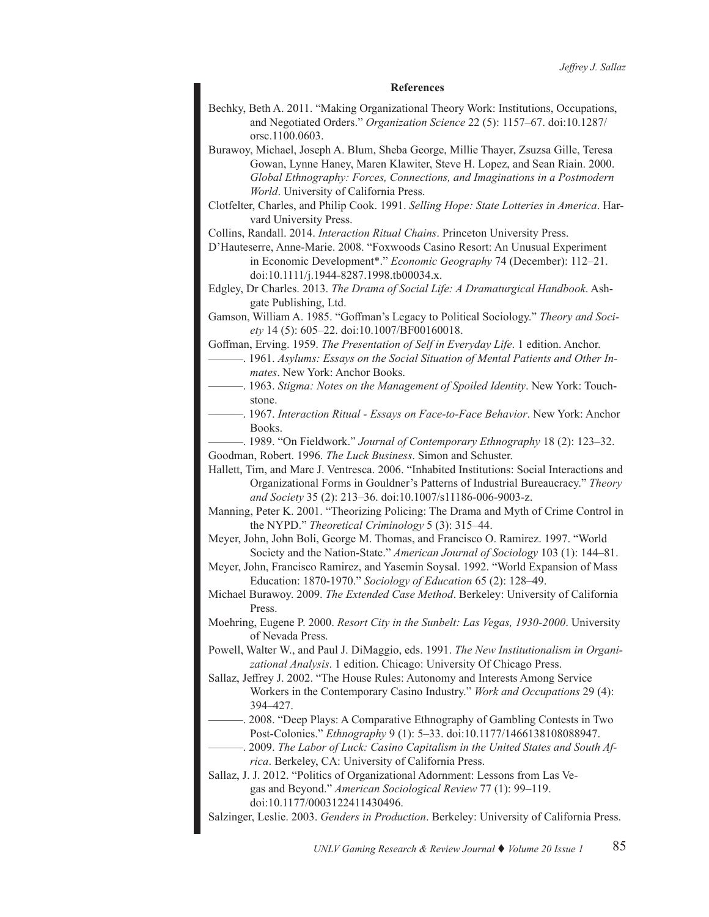## References

Bechky, Beth A. 2011. "Making Organizational Theory Work: Institutions, Occupations, and Negotiated Orders." *Organization Science* 22 (5): 1157–67. doi:10.1287/orsc.1100.0603.

Burawoy, Michael, Joseph A. Blum, Sheba George, Millie Thayer, Zsuzsa Gille, Teresa Gowan, Lynne Haney, Maren Klawiter, Steve H. Lopez, and Sean Riain. 2000. *Global Ethnography: Forces, Connections, and Imaginations in a Postmodern World*. University of California Press.

Clotfelter, Charles, and Philip Cook. 1991. *Selling Hope: State Lotteries in America*. Harvard University Press.

Collins, Randall. 2014. *Interaction Ritual Chains*. Princeton University Press.

D'Hauteserre, Anne-Marie. 2008. "Foxwoods Casino Resort: An Unusual Experiment in Economic Development*." *Economic Geography* 74 (December): 112–21. doi:10.1111/j.1944-8287.1998.tb00034.x.

Edgley, Dr Charles. 2013. *The Drama of Social Life: A Dramaturgical Handbook*. Ashgate Publishing, Ltd.

Gamson, William A. 1985. "Goffman's Legacy to Political Sociology." *Theory and Society* 14 (5): 605–22. doi:10.1007/BF00160018.

Goffman, Erving. 1959. *The Presentation of Self in Everyday Life*. 1 edition. Anchor.

———. 1961. *Asylums: Essays on the Social Situation of Mental Patients and Other Inmates*. New York: Anchor Books.

———. 1963. *Stigma: Notes on the Management of Spoiled Identity*. New York: Touchstone.

———. 1967. *Interaction Ritual - Essays on Face-to-Face Behavior*. New York: Anchor Books.

———. 1989. "On Fieldwork." *Journal of Contemporary Ethnography* 18 (2): 123–32.

Goodman, Robert. 1996. *The Luck Business*. Simon and Schuster.

Hallett, Tim, and Marc J. Ventresca. 2006. "Inhabited Institutions: Social Interactions and Organizational Forms in Gouldner's Patterns of Industrial Bureaucracy." *Theory and Society* 35 (2): 213–36. doi:10.1007/s11186-006-9003-z.

Manning, Peter K. 2001. "Theorizing Policing: The Drama and Myth of Crime Control in the NYPD." *Theoretical Criminology* 5 (3): 315–44.

Meyer, John, John Boli, George M. Thomas, and Francisco O. Ramirez. 1997. "World Society and the Nation-State." *American Journal of Sociology* 103 (1): 144–81.

Meyer, John, Francisco Ramirez, and Yasemin Soysal. 1992. "World Expansion of Mass Education: 1870-1970." *Sociology of Education* 65 (2): 128–49.

Michael Burawoy. 2009. *The Extended Case Method*. Berkeley: University of California Press.

Moehring, Eugene P. 2000. *Resort City in the Sunbelt: Las Vegas, 1930-2000*. University of Nevada Press.

Powell, Walter W., and Paul J. DiMaggio, eds. 1991. *The New Institutionalism in Organizational Analysis*. 1 edition. Chicago: University Of Chicago Press.

Sallaz, Jeffrey J. 2002. "The House Rules: Autonomy and Interests Among Service Workers in the Contemporary Casino Industry." *Work and Occupations* 29 (4): 394–427.

———. 2008. "Deep Plays: A Comparative Ethnography of Gambling Contests in Two Post-Colonies." *Ethnography* 9 (1): 5–33. doi:10.1177/1466138108088947.

———. 2009. *The Labor of Luck: Casino Capitalism in the United States and South Africa*. Berkeley, CA: University of California Press.

Sallaz, J. J. 2012. "Politics of Organizational Adornment: Lessons from Las Vegas and Beyond." *American Sociological Review* 77 (1): 99–119. doi:10.1177/0003122411430496.

Salzinger, Leslie. 2003. *Genders in Production*. Berkeley: University of California Press.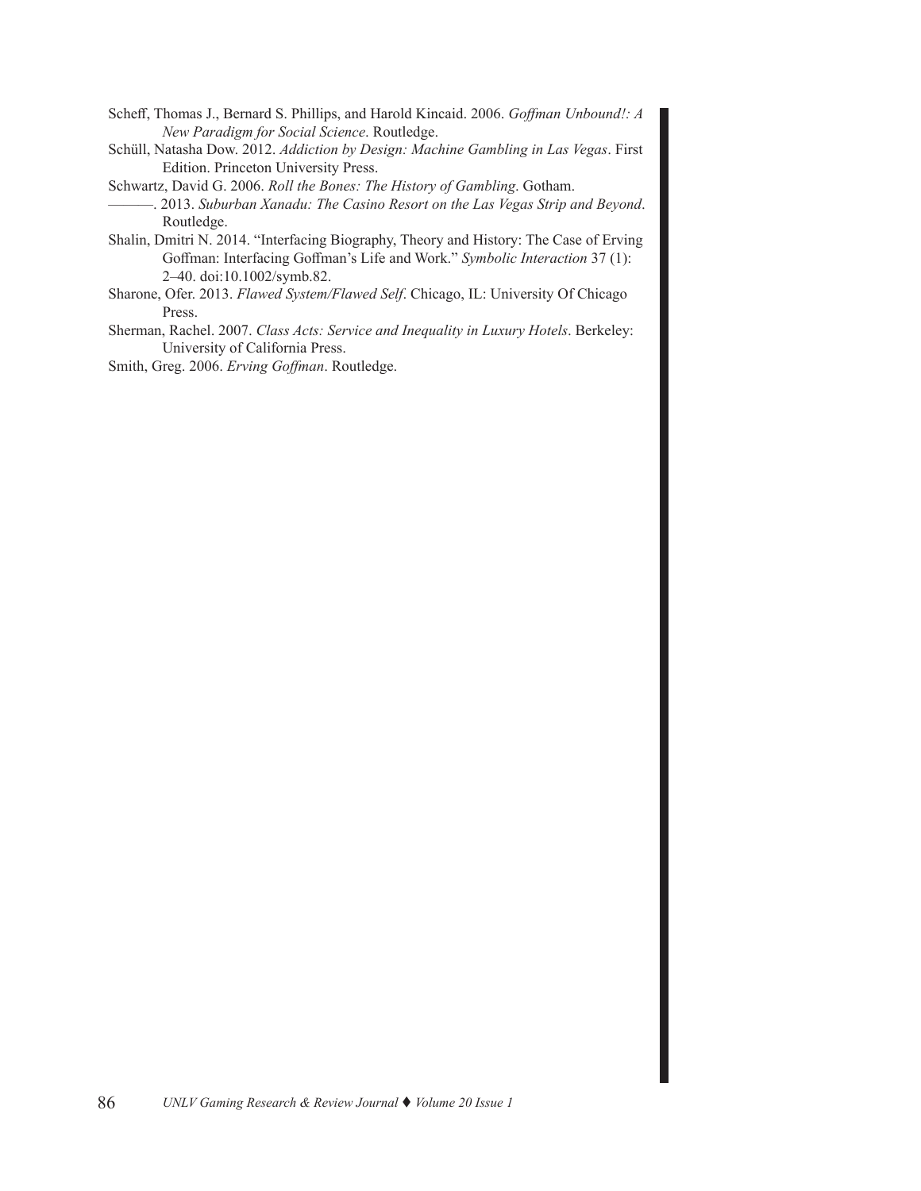Scheff, Thomas J., Bernard S. Phillips, and Harold Kincaid. 2006. *Goffman Unbound!: A New Paradigm for Social Science*. Routledge.

Schüll, Natasha Dow. 2012. *Addiction by Design: Machine Gambling in Las Vegas*. First Edition. Princeton University Press.

Schwartz, David G. 2006. *Roll the Bones: The History of Gambling*. Gotham.

———. 2013. *Suburban Xanadu: The Casino Resort on the Las Vegas Strip and Beyond*. Routledge.

Shalin, Dmitri N. 2014. "Interfacing Biography, Theory and History: The Case of Erving Goffman: Interfacing Goffman's Life and Work." *Symbolic Interaction* 37 (1): 2–40. doi:10.1002/symb.82.

Sharone, Ofer. 2013. *Flawed System/Flawed Self*. Chicago, IL: University Of Chicago Press.

Sherman, Rachel. 2007. *Class Acts: Service and Inequality in Luxury Hotels*. Berkeley: University of California Press.

Smith, Greg. 2006. *Erving Goffman*. Routledge.